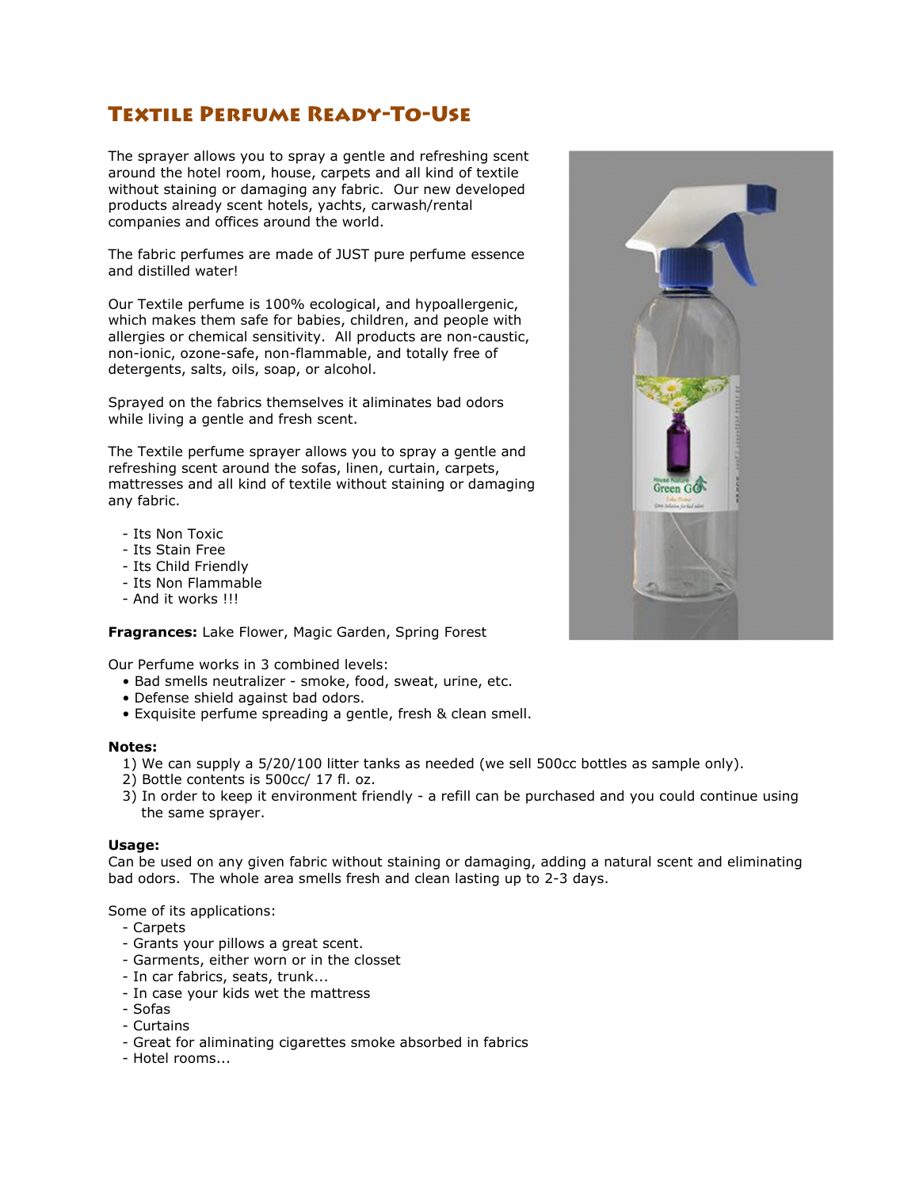# Textile Perfume Ready-To-Use

The sprayer allows you to spray a gentle and refreshing scent around the hotel room, house, carpets and all kind of textile without staining or damaging any fabric. Our new developed products already scent hotels, yachts, carwash/rental companies and offices around the world.

The fabric perfumes are made of JUST pure perfume essence and distilled water!

Our Textile perfume is 100% ecological, and hypoallergenic, which makes them safe for babies, children, and people with allergies or chemical sensitivity. All products are non-caustic, non-ionic, ozone-safe, non-flammable, and totally free of detergents, salts, oils, soap, or alcohol.

Sprayed on the fabrics themselves it aliminates bad odors while living a gentle and fresh scent.

The Textile perfume sprayer allows you to spray a gentle and refreshing scent around the sofas, linen, curtain, carpets, mattresses and all kind of textile without staining or damaging any fabric.

- Its Non Toxic
- Its Stain Free
- Its Child Friendly
- Its Non Flammable
- And it works !!!

**Fragrances:** Lake Flower, Magic Garden, Spring Forest

Our Perfume works in 3 combined levels:

- Bad smells neutralizer - smoke, food, sweat, urine, etc.
- Defense shield against bad odors.
- Exquisite perfume spreading a gentle, fresh & clean smell.

**Notes:**

1) We can supply a 5/20/100 litter tanks as needed (we sell 500cc bottles as sample only).
2) Bottle contents is 500cc/ 17 fl. oz.
3) In order to keep it environment friendly - a refill can be purchased and you could continue using the same sprayer.

**Usage:**

Can be used on any given fabric without staining or damaging, adding a natural scent and eliminating bad odors. The whole area smells fresh and clean lasting up to 2-3 days.

Some of its applications:

- Carpets
- Grants your pillows a great scent.
- Garments, either worn or in the closset
- In car fabrics, seats, trunk...
- In case your kids wet the mattress
- Sofas
- Curtains
- Great for aliminating cigarettes smoke absorbed in fabrics
- Hotel rooms...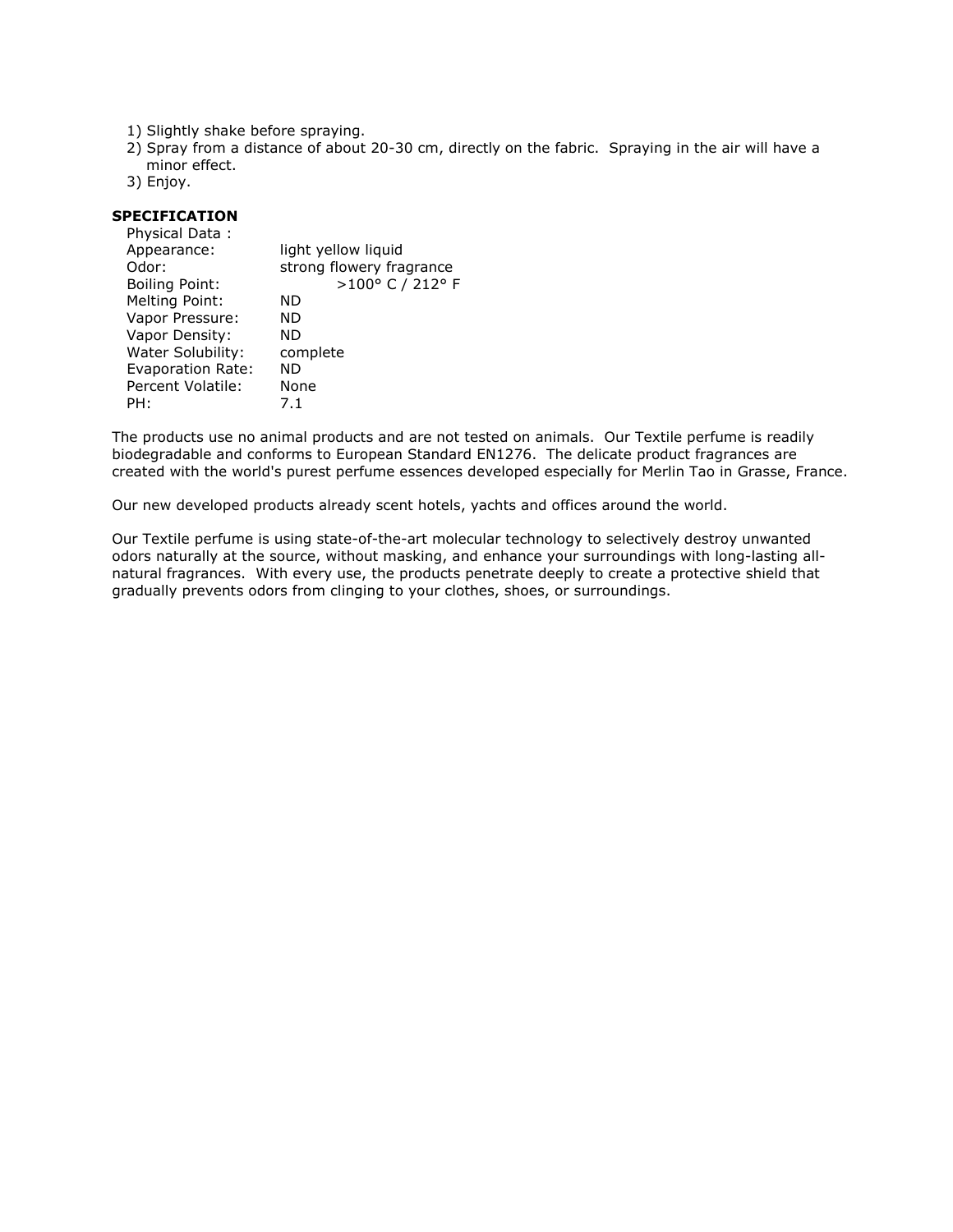1) Slightly shake before spraying.
2) Spray from a distance of about 20-30 cm, directly on the fabric. Spraying in the air will have a minor effect.
3) Enjoy.

**SPECIFICATION**

Physical Data :

| | |
|---|---|
| Appearance: | light yellow liquid |
| Odor: | strong flowery fragrance |
| Boiling Point: | >100° C / 212° F |
| Melting Point: | ND |
| Vapor Pressure: | ND |
| Vapor Density: | ND |
| Water Solubility: | complete |
| Evaporation Rate: | ND |
| Percent Volatile: | None |
| PH: | 7.1 |

The products use no animal products and are not tested on animals. Our Textile perfume is readily biodegradable and conforms to European Standard EN1276. The delicate product fragrances are created with the world's purest perfume essences developed especially for Merlin Tao in Grasse, France.

Our new developed products already scent hotels, yachts and offices around the world.

Our Textile perfume is using state-of-the-art molecular technology to selectively destroy unwanted odors naturally at the source, without masking, and enhance your surroundings with long-lasting all-natural fragrances. With every use, the products penetrate deeply to create a protective shield that gradually prevents odors from clinging to your clothes, shoes, or surroundings.